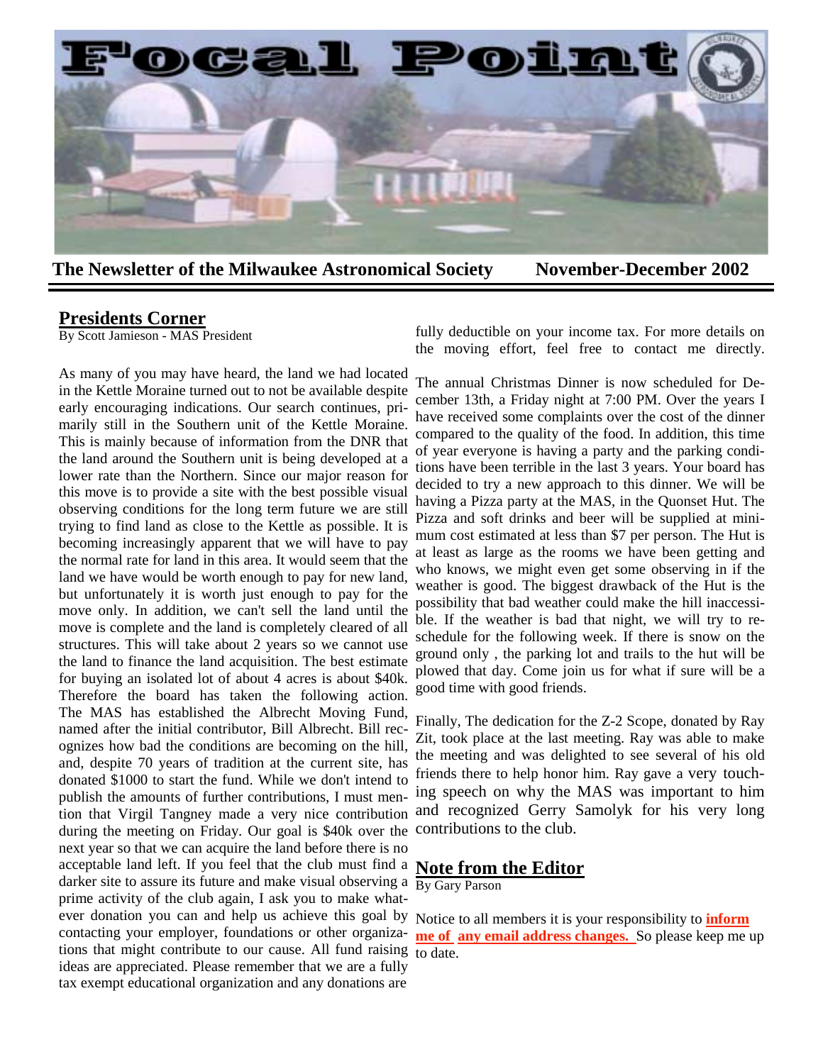# Focal Point

**The Newsletter of the Milwaukee Astronomical Society November-December 2002**

## Presidents Corner

By Scott Jamieson - MAS President

As many of you may have heard, the land we had located in the Kettle Moraine turned out to not be available despite early encouraging indications. Our search continues, primarily still in the Southern unit of the Kettle Moraine. This is mainly because of information from the DNR that the land around the Southern unit is being developed at a lower rate than the Northern. Since our major reason for this move is to provide a site with the best possible visual observing conditions for the long term future we are still trying to find land as close to the Kettle as possible. It is becoming increasingly apparent that we will have to pay the normal rate for land in this area. It would seem that the land we have would be worth enough to pay for new land, but unfortunately it is worth just enough to pay for the move only. In addition, we can't sell the land until the move is complete and the land is completely cleared of all structures. This will take about 2 years so we cannot use the land to finance the land acquisition. The best estimate for buying an isolated lot of about 4 acres is about $40k. Therefore the board has taken the following action. The MAS has established the Albrecht Moving Fund, named after the initial contributor, Bill Albrecht. Bill recognizes how bad the conditions are becoming on the hill, and, despite 70 years of tradition at the current site, has donated $1000 to start the fund. While we don't intend to publish the amounts of further contributions, I must mention that Virgil Tangney made a very nice contribution during the meeting on Friday. Our goal is $40k over the next year so that we can acquire the land before there is no acceptable land left. If you feel that the club must find a darker site to assure its future and make visual observing a prime activity of the club again, I ask you to make whatever donation you can and help us achieve this goal by contacting your employer, foundations or other organizations that might contribute to our cause. All fund raising ideas are appreciated. Please remember that we are a fully tax exempt educational organization and any donations are fully deductible on your income tax. For more details on the moving effort, feel free to contact me directly.

The annual Christmas Dinner is now scheduled for December 13th, a Friday night at 7:00 PM. Over the years I have received some complaints over the cost of the dinner compared to the quality of the food. In addition, this time of year everyone is having a party and the parking conditions have been terrible in the last 3 years. Your board has decided to try a new approach to this dinner. We will be having a Pizza party at the MAS, in the Quonset Hut. The Pizza and soft drinks and beer will be supplied at minimum cost estimated at less than $7 per person. The Hut is at least as large as the rooms we have been getting and who knows, we might even get some observing in if the weather is good. The biggest drawback of the Hut is the possibility that bad weather could make the hill inaccessible. If the weather is bad that night, we will try to reschedule for the following week. If there is snow on the ground only , the parking lot and trails to the hut will be plowed that day. Come join us for what if sure will be a good time with good friends.

Finally, The dedication for the Z-2 Scope, donated by Ray Zit, took place at the last meeting. Ray was able to make the meeting and was delighted to see several of his old friends there to help honor him. Ray gave a very touching speech on why the MAS was important to him and recognized Gerry Samolyk for his very long contributions to the club.

## Note from the Editor

By Gary Parson

Notice to all members it is your responsibility to **inform me of any email address changes.** So please keep me up to date.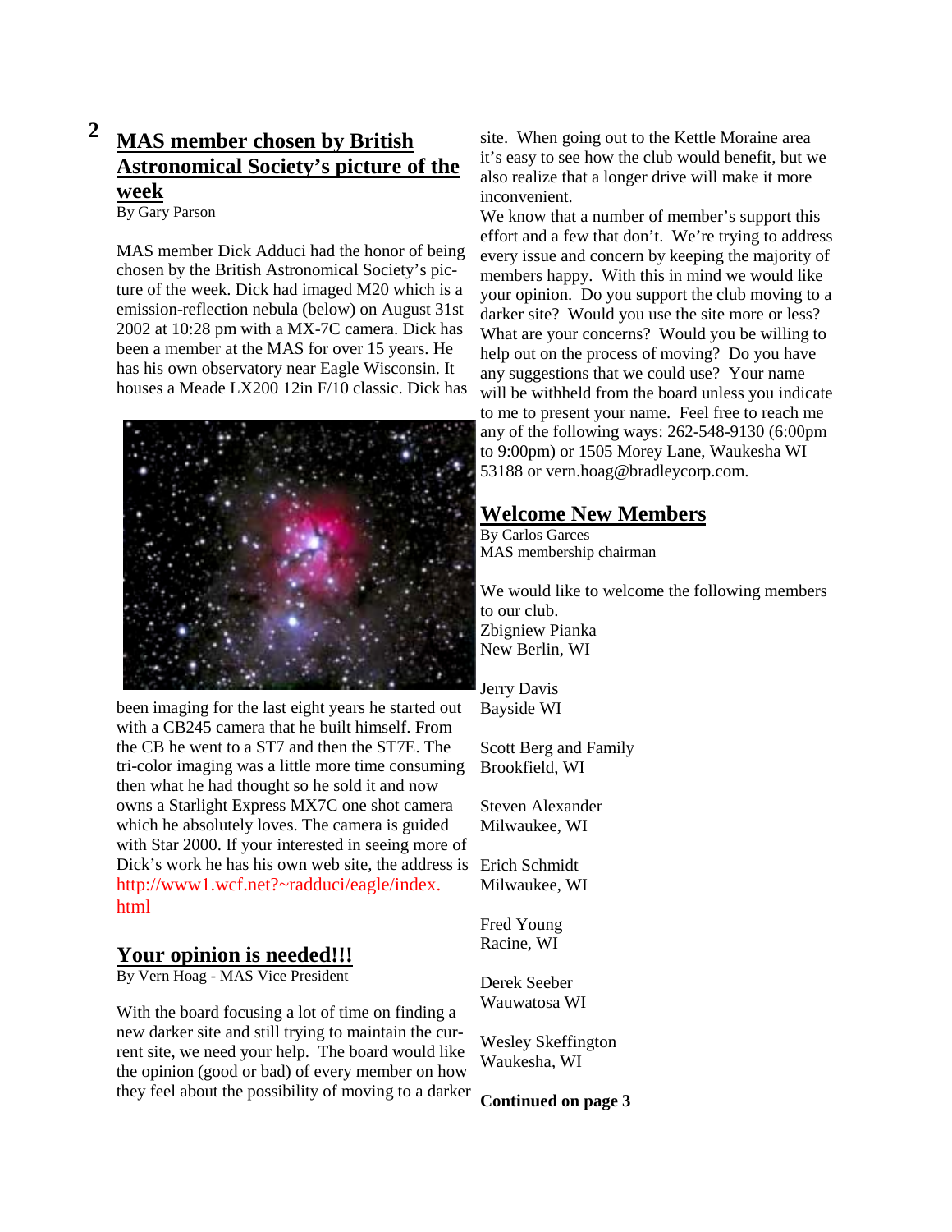## MAS member chosen by British Astronomical Society's picture of the week

By Gary Parson

MAS member Dick Adduci had the honor of being chosen by the British Astronomical Society's picture of the week. Dick had imaged M20 which is a emission-reflection nebula (below) on August 31st 2002 at 10:28 pm with a MX-7C camera. Dick has been a member at the MAS for over 15 years. He has his own observatory near Eagle Wisconsin. It houses a Meade LX200 12in F/10 classic. Dick has been imaging for the last eight years he started out with a CB245 camera that he built himself. From the CB he went to a ST7 and then the ST7E. The tri-color imaging was a little more time consuming then what he had thought so he sold it and now owns a Starlight Express MX7C one shot camera which he absolutely loves. The camera is guided with Star 2000. If your interested in seeing more of Dick's work he has his own web site, the address is http://www1.wcf.net?~radduci/eagle/index.html

## Your opinion is needed!!!

By Vern Hoag - MAS Vice President

With the board focusing a lot of time on finding a new darker site and still trying to maintain the current site, we need your help. The board would like the opinion (good or bad) of every member on how they feel about the possibility of moving to a darker site. When going out to the Kettle Moraine area it's easy to see how the club would benefit, but we also realize that a longer drive will make it more inconvenient.

We know that a number of member's support this effort and a few that don't. We're trying to address every issue and concern by keeping the majority of members happy. With this in mind we would like your opinion. Do you support the club moving to a darker site? Would you use the site more or less? What are your concerns? Would you be willing to help out on the process of moving? Do you have any suggestions that we could use? Your name will be withheld from the board unless you indicate to me to present your name. Feel free to reach me any of the following ways: 262-548-9130 (6:00pm to 9:00pm) or 1505 Morey Lane, Waukesha WI 53188 or vern.hoag@bradleycorp.com.

## Welcome New Members

By Carlos Garces
MAS membership chairman

We would like to welcome the following members to our club.

Zbigniew Pianka
New Berlin, WI

Jerry Davis
Bayside WI

Scott Berg and Family
Brookfield, WI

Steven Alexander
Milwaukee, WI

Erich Schmidt
Milwaukee, WI

Fred Young
Racine, WI

Derek Seeber
Wauwatosa WI

Wesley Skeffington
Waukesha, WI

**Continued on page 3**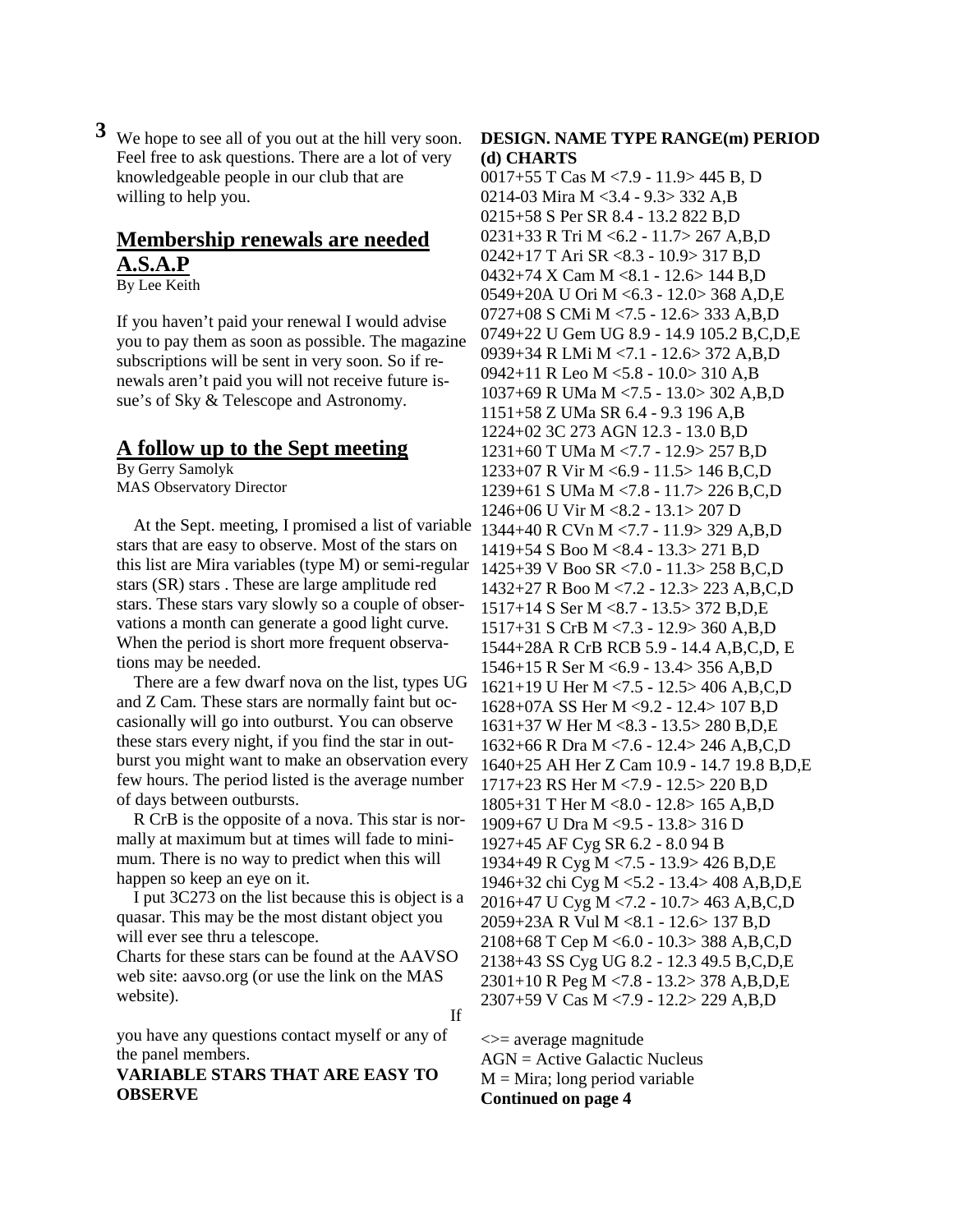We hope to see all of you out at the hill very soon. Feel free to ask questions. There are a lot of very knowledgeable people in our club that are willing to help you.

## Membership renewals are needed A.S.A.P

By Lee Keith

If you haven't paid your renewal I would advise you to pay them as soon as possible. The magazine subscriptions will be sent in very soon. So if renewals aren't paid you will not receive future issue's of Sky & Telescope and Astronomy.

## A follow up to the Sept meeting

By Gerry Samolyk
MAS Observatory Director

At the Sept. meeting, I promised a list of variable stars that are easy to observe. Most of the stars on this list are Mira variables (type M) or semi-regular stars (SR) stars . These are large amplitude red stars. These stars vary slowly so a couple of observations a month can generate a good light curve. When the period is short more frequent observations may be needed.

There are a few dwarf nova on the list, types UG and Z Cam. These stars are normally faint but occasionally will go into outburst. You can observe these stars every night, if you find the star in outburst you might want to make an observation every few hours. The period listed is the average number of days between outbursts.

R CrB is the opposite of a nova. This star is normally at maximum but at times will fade to minimum. There is no way to predict when this will happen so keep an eye on it.

I put 3C273 on the list because this is object is a quasar. This may be the most distant object you will ever see thru a telescope.

Charts for these stars can be found at the AAVSO web site: aavso.org (or use the link on the MAS website).

If you have any questions contact myself or any of the panel members.

**VARIABLE STARS THAT ARE EASY TO OBSERVE**

| DESIGN. | NAME | TYPE | RANGE(m) | PERIOD (d) | CHARTS |
|---|---|---|---|---|---|
| 0017+55 | T Cas | M | <7.9 - 11.9> | 445 | B, D |
| 0214-03 | Mira | M | <3.4 - 9.3> | 332 | A,B |
| 0215+58 | S Per | SR | 8.4 - 13.2 | 822 | B,D |
| 0231+33 | R Tri | M | <6.2 - 11.7> | 267 | A,B,D |
| 0242+17 | T Ari | SR | <8.3 - 10.9> | 317 | B,D |
| 0432+74 | X Cam | M | <8.1 - 12.6> | 144 | B,D |
| 0549+20A | U Ori | M | <6.3 - 12.0> | 368 | A,D,E |
| 0727+08 | S CMi | M | <7.5 - 12.6> | 333 | A,B,D |
| 0749+22 | U Gem | UG | 8.9 - 14.9 | 105.2 | B,C,D,E |
| 0939+34 | R LMi | M | <7.1 - 12.6> | 372 | A,B,D |
| 0942+11 | R Leo | M | <5.8 - 10.0> | 310 | A,B |
| 1037+69 | R UMa | M | <7.5 - 13.0> | 302 | A,B,D |
| 1151+58 | Z UMa | SR | 6.4 - 9.3 | 196 | A,B |
| 1224+02 | 3C 273 | AGN | 12.3 - 13.0 | | B,D |
| 1231+60 | T UMa | M | <7.7 - 12.9> | 257 | B,D |
| 1233+07 | R Vir | M | <6.9 - 11.5> | 146 | B,C,D |
| 1239+61 | S UMa | M | <7.8 - 11.7> | 226 | B,C,D |
| 1246+06 | U Vir | M | <8.2 - 13.1> | 207 | D |
| 1344+40 | R CVn | M | <7.7 - 11.9> | 329 | A,B,D |
| 1419+54 | S Boo | M | <8.4 - 13.3> | 271 | B,D |
| 1425+39 | V Boo | SR | <7.0 - 11.3> | 258 | B,C,D |
| 1432+27 | R Boo | M | <7.2 - 12.3> | 223 | A,B,C,D |
| 1517+14 | S Ser | M | <8.7 - 13.5> | 372 | B,D,E |
| 1517+31 | S CrB | M | <7.3 - 12.9> | 360 | A,B,D |
| 1544+28A | R CrB | RCB | 5.9 - 14.4 | | A,B,C,D, E |
| 1546+15 | R Ser | M | <6.9 - 13.4> | 356 | A,B,D |
| 1621+19 | U Her | M | <7.5 - 12.5> | 406 | A,B,C,D |
| 1628+07A | SS Her | M | <9.2 - 12.4> | 107 | B,D |
| 1631+37 | W Her | M | <8.3 - 13.5> | 280 | B,D,E |
| 1632+66 | R Dra | M | <7.6 - 12.4> | 246 | A,B,C,D |
| 1640+25 | AH Her | Z Cam | 10.9 - 14.7 | 19.8 | B,D,E |
| 1717+23 | RS Her | M | <7.9 - 12.5> | 220 | B,D |
| 1805+31 | T Her | M | <8.0 - 12.8> | 165 | A,B,D |
| 1909+67 | U Dra | M | <9.5 - 13.8> | 316 | D |
| 1927+45 | AF Cyg | SR | 6.2 - 8.0 | 94 | B |
| 1934+49 | R Cyg | M | <7.5 - 13.9> | 426 | B,D,E |
| 1946+32 | chi Cyg | M | <5.2 - 13.4> | 408 | A,B,D,E |
| 2016+47 | U Cyg | M | <7.2 - 10.7> | 463 | A,B,C,D |
| 2059+23A | R Vul | M | <8.1 - 12.6> | 137 | B,D |
| 2108+68 | T Cep | M | <6.0 - 10.3> | 388 | A,B,C,D |
| 2138+43 | SS Cyg | UG | 8.2 - 12.3 | 49.5 | B,C,D,E |
| 2301+10 | R Peg | M | <7.8 - 13.2> | 378 | A,B,D,E |
| 2307+59 | V Cas | M | <7.9 - 12.2> | 229 | A,B,D |

<>= average magnitude
AGN = Active Galactic Nucleus
M = Mira; long period variable

**Continued on page 4**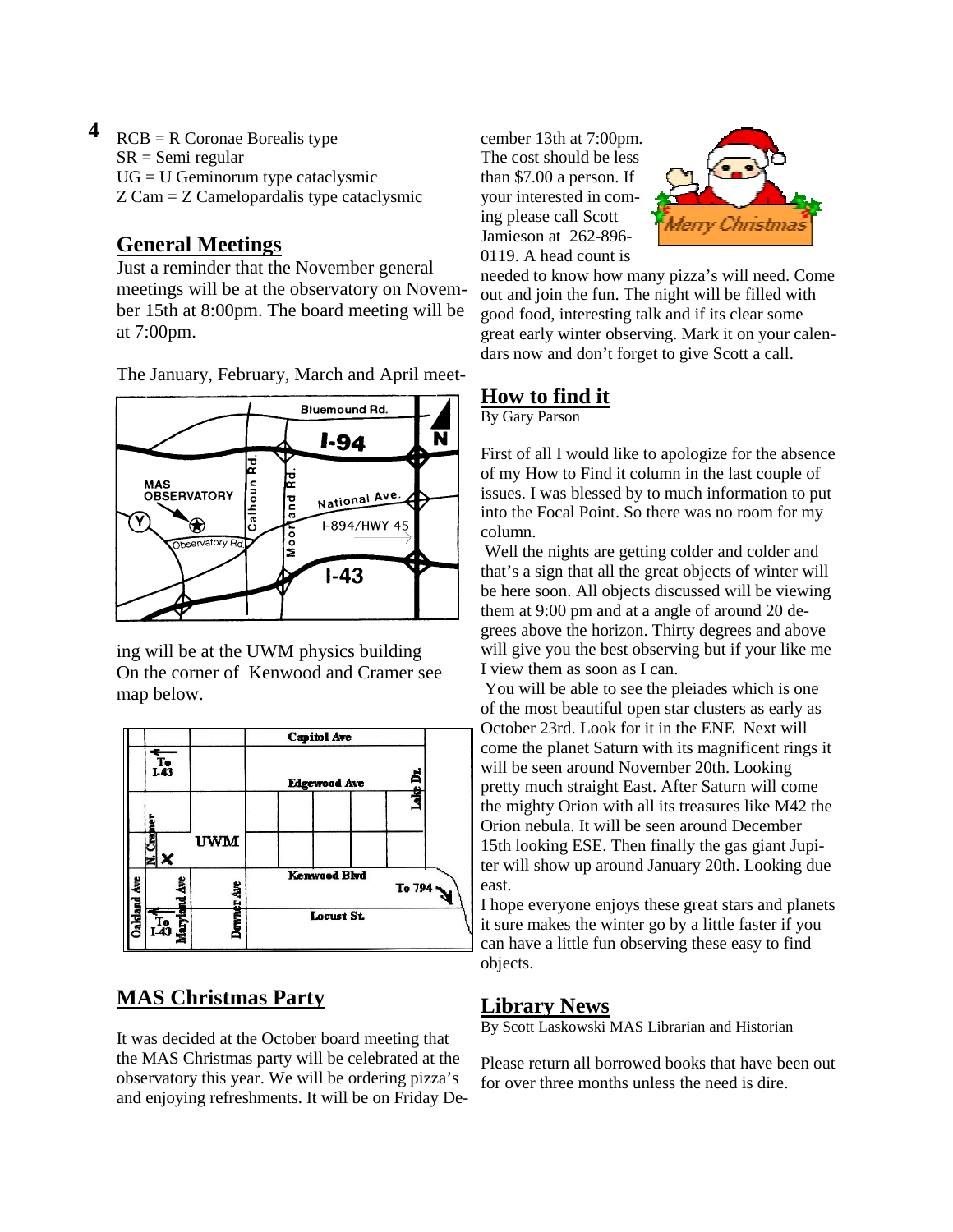RCB = R Coronae Borealis type
SR = Semi regular
UG = U Geminorum type cataclysmic
Z Cam = Z Camelopardalis type cataclysmic

## General Meetings

Just a reminder that the November general meetings will be at the observatory on November 15th at 8:00pm. The board meeting will be at 7:00pm.

The January, February, March and April meeting will be at the UWM physics building On the corner of Kenwood and Cramer see map below.

## MAS Christmas Party

It was decided at the October board meeting that the MAS Christmas party will be celebrated at the observatory this year. We will be ordering pizza's and enjoying refreshments. It will be on Friday December 13th at 7:00pm. The cost should be less than $7.00 a person. If your interested in coming please call Scott Jamieson at 262-896-0119. A head count is needed to know how many pizza's will need. Come out and join the fun. The night will be filled with good food, interesting talk and if its clear some great early winter observing. Mark it on your calendars now and don't forget to give Scott a call.

## How to find it

By Gary Parson

First of all I would like to apologize for the absence of my How to Find it column in the last couple of issues. I was blessed by to much information to put into the Focal Point. So there was no room for my column.

Well the nights are getting colder and colder and that's a sign that all the great objects of winter will be here soon. All objects discussed will be viewing them at 9:00 pm and at a angle of around 20 degrees above the horizon. Thirty degrees and above will give you the best observing but if your like me I view them as soon as I can.

You will be able to see the pleiades which is one of the most beautiful open star clusters as early as October 23rd. Look for it in the ENE Next will come the planet Saturn with its magnificent rings it will be seen around November 20th. Looking pretty much straight East. After Saturn will come the mighty Orion with all its treasures like M42 the Orion nebula. It will be seen around December 15th looking ESE. Then finally the gas giant Jupiter will show up around January 20th. Looking due east.

I hope everyone enjoys these great stars and planets it sure makes the winter go by a little faster if you can have a little fun observing these easy to find objects.

## Library News

By Scott Laskowski MAS Librarian and Historian

Please return all borrowed books that have been out for over three months unless the need is dire.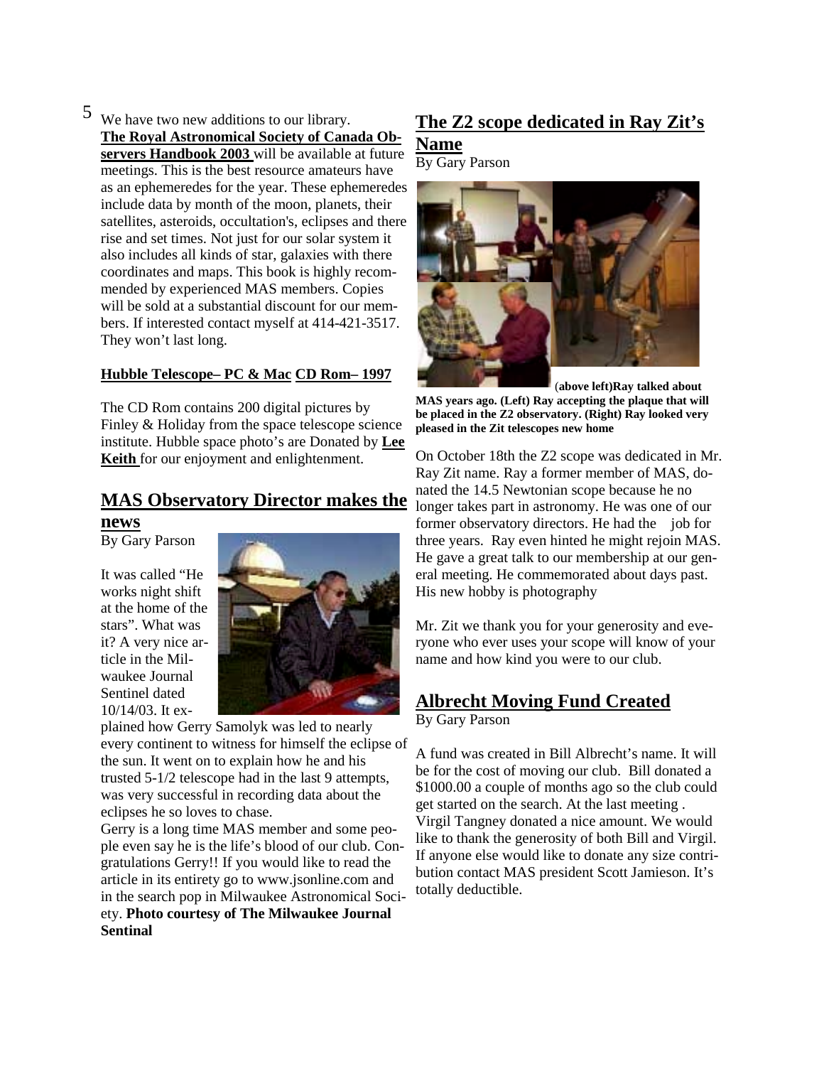We have two new additions to our library. **The Royal Astronomical Society of Canada Observers Handbook 2003** will be available at future meetings. This is the best resource amateurs have as an ephemeredes for the year. These ephemeredes include data by month of the moon, planets, their satellites, asteroids, occultation's, eclipses and there rise and set times. Not just for our solar system it also includes all kinds of star, galaxies with there coordinates and maps. This book is highly recommended by experienced MAS members. Copies will be sold at a substantial discount for our members. If interested contact myself at 414-421-3517. They won't last long.

**Hubble Telescope– PC & Mac CD Rom– 1997**

The CD Rom contains 200 digital pictures by Finley & Holiday from the space telescope science institute. Hubble space photo's are Donated by **Lee Keith** for our enjoyment and enlightenment.

## MAS Observatory Director makes the news

By Gary Parson

It was called "He works night shift at the home of the stars". What was it? A very nice article in the Milwaukee Journal Sentinel dated 10/14/03. It explained how Gerry Samolyk was led to nearly every continent to witness for himself the eclipse of the sun. It went on to explain how he and his trusted 5-1/2 telescope had in the last 9 attempts, was very successful in recording data about the eclipses he so loves to chase.

Gerry is a long time MAS member and some people even say he is the life's blood of our club. Congratulations Gerry!! If you would like to read the article in its entirety go to www.jsonline.com and in the search pop in Milwaukee Astronomical Society. **Photo courtesy of The Milwaukee Journal Sentinal**

## The Z2 scope dedicated in Ray Zit's Name

By Gary Parson

**(above left)Ray talked about MAS years ago. (Left) Ray accepting the plaque that will be placed in the Z2 observatory. (Right) Ray looked very pleased in the Zit telescopes new home**

On October 18th the Z2 scope was dedicated in Mr. Ray Zit name. Ray a former member of MAS, donated the 14.5 Newtonian scope because he no longer takes part in astronomy. He was one of our former observatory directors. He had the job for three years. Ray even hinted he might rejoin MAS. He gave a great talk to our membership at our general meeting. He commemorated about days past. His new hobby is photography

Mr. Zit we thank you for your generosity and everyone who ever uses your scope will know of your name and how kind you were to our club.

## Albrecht Moving Fund Created

By Gary Parson

A fund was created in Bill Albrecht's name. It will be for the cost of moving our club. Bill donated a $1000.00 a couple of months ago so the club could get started on the search. At the last meeting . Virgil Tangney donated a nice amount. We would like to thank the generosity of both Bill and Virgil. If anyone else would like to donate any size contribution contact MAS president Scott Jamieson. It's totally deductible.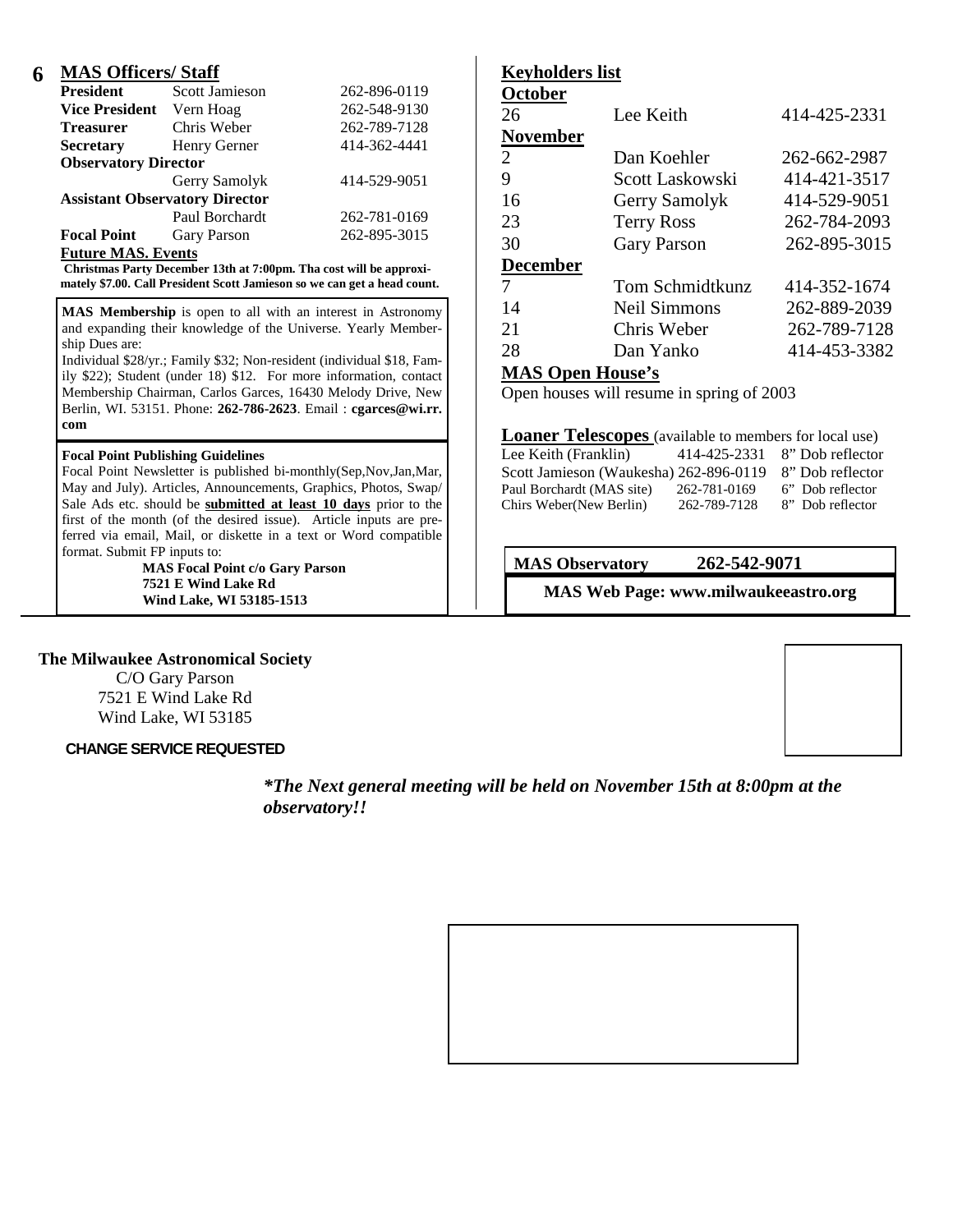## MAS Officers/ Staff

| | | |
|---|---|---|
| **President** | Scott Jamieson | 262-896-0119 |
| **Vice President** | Vern Hoag | 262-548-9130 |
| **Treasurer** | Chris Weber | 262-789-7128 |
| **Secretary** | Henry Gerner | 414-362-4441 |
| **Observatory Director** | | |
| | Gerry Samolyk | 414-529-9051 |
| **Assistant Observatory Director** | | |
| | Paul Borchardt | 262-781-0169 |
| **Focal Point** | Gary Parson | 262-895-3015 |

**Future MAS. Events**

**Christmas Party December 13th at 7:00pm. Tha cost will be approximately $7.00. Call President Scott Jamieson so we can get a head count.**

**MAS Membership** is open to all with an interest in Astronomy and expanding their knowledge of the Universe. Yearly Membership Dues are:
Individual $28/yr.; Family $32; Non-resident (individual $18, Family $22); Student (under 18) $12. For more information, contact Membership Chairman, Carlos Garces, 16430 Melody Drive, New Berlin, WI. 53151. Phone: **262-786-2623**. Email : **cgarces@wi.rr.com**

**Focal Point Publishing Guidelines**
Focal Point Newsletter is published bi-monthly(Sep,Nov,Jan,Mar, May and July). Articles, Announcements, Graphics, Photos, Swap/ Sale Ads etc. should be **submitted at least 10 days** prior to the first of the month (of the desired issue). Article inputs are preferred via email, Mail, or diskette in a text or Word compatible format. Submit FP inputs to:

**MAS Focal Point c/o Gary Parson**
**7521 E Wind Lake Rd**
**Wind Lake, WI 53185-1513**

## Keyholders list

| | | |
|---|---|---|
| **October** | | |
| 26 | Lee Keith | 414-425-2331 |
| **November** | | |
| 2 | Dan Koehler | 262-662-2987 |
| 9 | Scott Laskowski | 414-421-3517 |
| 16 | Gerry Samolyk | 414-529-9051 |
| 23 | Terry Ross | 262-784-2093 |
| 30 | Gary Parson | 262-895-3015 |
| **December** | | |
| 7 | Tom Schmidtkunz | 414-352-1674 |
| 14 | Neil Simmons | 262-889-2039 |
| 21 | Chris Weber | 262-789-7128 |
| 28 | Dan Yanko | 414-453-3382 |

## MAS Open House's

Open houses will resume in spring of 2003

**Loaner Telescopes** (available to members for local use)

| | | |
|---|---|---|
| Lee Keith (Franklin) | 414-425-2331 | 8" Dob reflector |
| Scott Jamieson (Waukesha) | 262-896-0119 | 8" Dob reflector |
| Paul Borchardt (MAS site) | 262-781-0169 | 6" Dob reflector |
| Chirs Weber(New Berlin) | 262-789-7128 | 8" Dob reflector |

**MAS Observatory 262-542-9071**

**MAS Web Page: www.milwaukeeastro.org**

**The Milwaukee Astronomical Society**
C/O Gary Parson
7521 E Wind Lake Rd
Wind Lake, WI 53185

**CHANGE SERVICE REQUESTED**

***The Next general meeting will be held on November 15th at 8:00pm at the observatory!!***